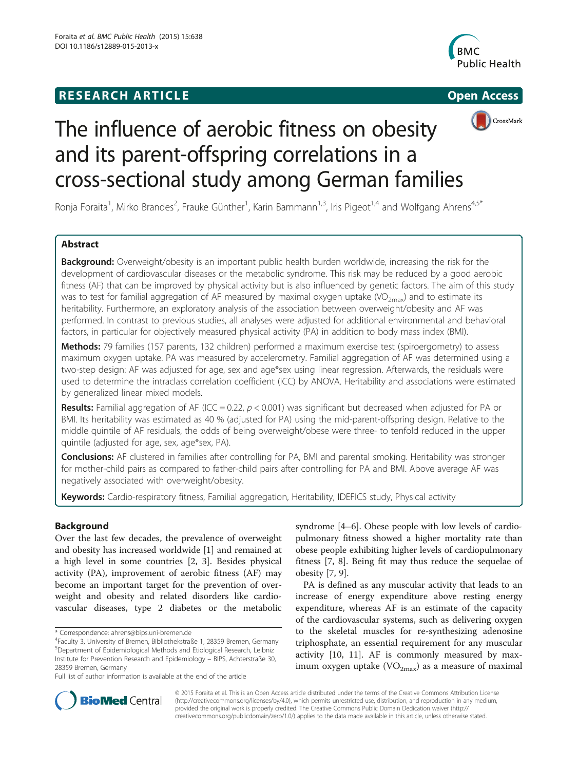**RESEARCH ARTICLE** **Open Access**

# The influence of aerobic fitness on obesity and its parent-offspring correlations in a cross-sectional study among German families

Ronja Foraita[1], Mirko Brandes[2], Frauke Günther[1], Karin Bammann[1,3], Iris Pigeot[1,4] and Wolfgang Ahrens[4,5*]

## Abstract

**Background:** Overweight/obesity is an important public health burden worldwide, increasing the risk for the development of cardiovascular diseases or the metabolic syndrome. This risk may be reduced by a good aerobic fitness (AF) that can be improved by physical activity but is also influenced by genetic factors. The aim of this study was to test for familial aggregation of AF measured by maximal oxygen uptake ($VO_{2max}$) and to estimate its heritability. Furthermore, an exploratory analysis of the association between overweight/obesity and AF was performed. In contrast to previous studies, all analyses were adjusted for additional environmental and behavioral factors, in particular for objectively measured physical activity (PA) in addition to body mass index (BMI).

**Methods:** 79 families (157 parents, 132 children) performed a maximum exercise test (spiroergometry) to assess maximum oxygen uptake. PA was measured by accelerometry. Familial aggregation of AF was determined using a two-step design: AF was adjusted for age, sex and age*sex using linear regression. Afterwards, the residuals were used to determine the intraclass correlation coefficient (ICC) by ANOVA. Heritability and associations were estimated by generalized linear mixed models.

**Results:** Familial aggregation of AF (ICC = 0.22, $p < 0.001$) was significant but decreased when adjusted for PA or BMI. Its heritability was estimated as 40 % (adjusted for PA) using the mid-parent-offspring design. Relative to the middle quintile of AF residuals, the odds of being overweight/obese were three- to tenfold reduced in the upper quintile (adjusted for age, sex, age*sex, PA).

**Conclusions:** AF clustered in families after controlling for PA, BMI and parental smoking. Heritability was stronger for mother-child pairs as compared to father-child pairs after controlling for PA and BMI. Above average AF was negatively associated with overweight/obesity.

**Keywords:** Cardio-respiratory fitness, Familial aggregation, Heritability, IDEFICS study, Physical activity

## Background

Over the last few decades, the prevalence of overweight and obesity has increased worldwide [1] and remained at a high level in some countries [2, 3]. Besides physical activity (PA), improvement of aerobic fitness (AF) may become an important target for the prevention of overweight and obesity and related disorders like cardiovascular diseases, type 2 diabetes or the metabolic syndrome [4–6]. Obese people with low levels of cardiopulmonary fitness showed a higher mortality rate than obese people exhibiting higher levels of cardiopulmonary fitness [7, 8]. Being fit may thus reduce the sequelae of obesity [7, 9].

PA is defined as any muscular activity that leads to an increase of energy expenditure above resting energy expenditure, whereas AF is an estimate of the capacity of the cardiovascular systems, such as delivering oxygen to the skeletal muscles for re-synthesizing adenosine triphosphate, an essential requirement for any muscular activity [10, 11]. AF is commonly measured by maximum oxygen uptake ($VO_{2max}$) as a measure of maximal

\* Correspondence: ahrens@bips.uni-bremen.de

[4]Faculty 3, University of Bremen, Bibliothekstraße 1, 28359 Bremen, Germany
[5]Department of Epidemiological Methods and Etiological Research, Leibniz Institute for Prevention Research and Epidemiology – BIPS, Achterstraße 30, 28359 Bremen, Germany

Full list of author information is available at the end of the article

© 2015 Foraita et al. This is an Open Access article distributed under the terms of the Creative Commons Attribution License (http://creativecommons.org/licenses/by/4.0), which permits unrestricted use, distribution, and reproduction in any medium, provided the original work is properly credited. The Creative Commons Public Domain Dedication waiver (http://creativecommons.org/publicdomain/zero/1.0/) applies to the data made available in this article, unless otherwise stated.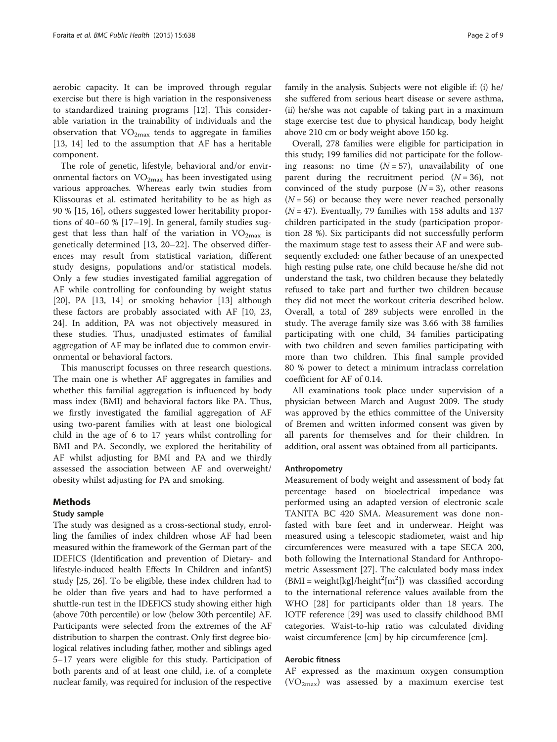aerobic capacity. It can be improved through regular exercise but there is high variation in the responsiveness to standardized training programs [12]. This considerable variation in the trainability of individuals and the observation that $VO_{2max}$ tends to aggregate in families [13, 14] led to the assumption that AF has a heritable component.

The role of genetic, lifestyle, behavioral and/or environmental factors on $VO_{2max}$ has been investigated using various approaches. Whereas early twin studies from Klissouras et al. estimated heritability to be as high as 90 % [15, 16], others suggested lower heritability proportions of 40–60 % [17–19]. In general, family studies suggest that less than half of the variation in $VO_{2max}$ is genetically determined [13, 20–22]. The observed differences may result from statistical variation, different study designs, populations and/or statistical models. Only a few studies investigated familial aggregation of AF while controlling for confounding by weight status [20], PA [13, 14] or smoking behavior [13] although these factors are probably associated with AF [10, 23, 24]. In addition, PA was not objectively measured in these studies. Thus, unadjusted estimates of familial aggregation of AF may be inflated due to common environmental or behavioral factors.

This manuscript focusses on three research questions. The main one is whether AF aggregates in families and whether this familial aggregation is influenced by body mass index (BMI) and behavioral factors like PA. Thus, we firstly investigated the familial aggregation of AF using two-parent families with at least one biological child in the age of 6 to 17 years whilst controlling for BMI and PA. Secondly, we explored the heritability of AF whilst adjusting for BMI and PA and we thirdly assessed the association between AF and overweight/obesity whilst adjusting for PA and smoking.

## Methods

### Study sample

The study was designed as a cross-sectional study, enrolling the families of index children whose AF had been measured within the framework of the German part of the IDEFICS (Identification and prevention of Dietary- and lifestyle-induced health Effects In Children and infantS) study [25, 26]. To be eligible, these index children had to be older than five years and had to have performed a shuttle-run test in the IDEFICS study showing either high (above 70th percentile) or low (below 30th percentile) AF. Participants were selected from the extremes of the AF distribution to sharpen the contrast. Only first degree biological relatives including father, mother and siblings aged 5–17 years were eligible for this study. Participation of both parents and of at least one child, i.e. of a complete nuclear family, was required for inclusion of the respective family in the analysis. Subjects were not eligible if: (i) he/she suffered from serious heart disease or severe asthma, (ii) he/she was not capable of taking part in a maximum stage exercise test due to physical handicap, body height above 210 cm or body weight above 150 kg.

Overall, 278 families were eligible for participation in this study; 199 families did not participate for the following reasons: no time ($N = 57$), unavailability of one parent during the recruitment period ($N = 36$), not convinced of the study purpose ($N = 3$), other reasons ($N = 56$) or because they were never reached personally ($N = 47$). Eventually, 79 families with 158 adults and 137 children participated in the study (participation proportion 28 %). Six participants did not successfully perform the maximum stage test to assess their AF and were subsequently excluded: one father because of an unexpected high resting pulse rate, one child because he/she did not understand the task, two children because they belatedly refused to take part and further two children because they did not meet the workout criteria described below. Overall, a total of 289 subjects were enrolled in the study. The average family size was 3.66 with 38 families participating with one child, 34 families participating with two children and seven families participating with more than two children. This final sample provided 80 % power to detect a minimum intraclass correlation coefficient for AF of 0.14.

All examinations took place under supervision of a physician between March and August 2009. The study was approved by the ethics committee of the University of Bremen and written informed consent was given by all parents for themselves and for their children. In addition, oral assent was obtained from all participants.

### Anthropometry

Measurement of body weight and assessment of body fat percentage based on bioelectrical impedance was performed using an adapted version of electronic scale TANITA BC 420 SMA. Measurement was done non-fasted with bare feet and in underwear. Height was measured using a telescopic stadiometer, waist and hip circumferences were measured with a tape SECA 200, both following the International Standard for Anthropometric Assessment [27]. The calculated body mass index ($BMI = weight[kg]/height^2[m^2]$) was classified according to the international reference values available from the WHO [28] for participants older than 18 years. The IOTF reference [29] was used to classify childhood BMI categories. Waist-to-hip ratio was calculated dividing waist circumference [cm] by hip circumference [cm].

### Aerobic fitness

AF expressed as the maximum oxygen consumption ($VO_{2max}$) was assessed by a maximum exercise test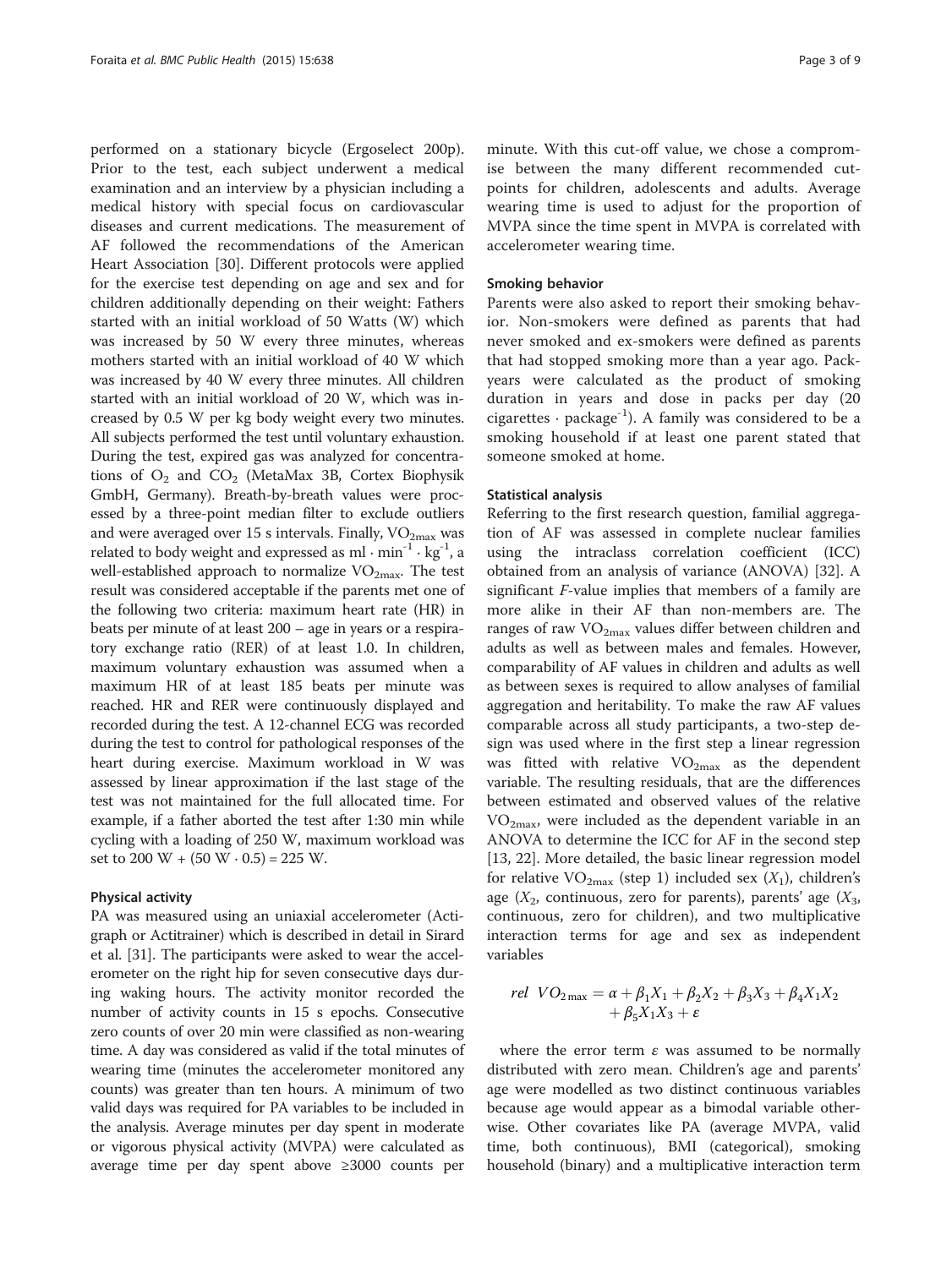performed on a stationary bicycle (Ergoselect 200p). Prior to the test, each subject underwent a medical examination and an interview by a physician including a medical history with special focus on cardiovascular diseases and current medications. The measurement of AF followed the recommendations of the American Heart Association [30]. Different protocols were applied for the exercise test depending on age and sex and for children additionally depending on their weight: Fathers started with an initial workload of 50 Watts (W) which was increased by 50 W every three minutes, whereas mothers started with an initial workload of 40 W which was increased by 40 W every three minutes. All children started with an initial workload of 20 W, which was increased by 0.5 W per kg body weight every two minutes. All subjects performed the test until voluntary exhaustion. During the test, expired gas was analyzed for concentrations of $O_2$ and $CO_2$ (MetaMax 3B, Cortex Biophysik GmbH, Germany). Breath-by-breath values were processed by a three-point median filter to exclude outliers and were averaged over 15 s intervals. Finally, $VO_{2max}$ was related to body weight and expressed as $ml \cdot min^{-1} \cdot kg^{-1}$, a well-established approach to normalize $VO_{2max}$. The test result was considered acceptable if the parents met one of the following two criteria: maximum heart rate (HR) in beats per minute of at least 200 – age in years or a respiratory exchange ratio (RER) of at least 1.0. In children, maximum voluntary exhaustion was assumed when a maximum HR of at least 185 beats per minute was reached. HR and RER were continuously displayed and recorded during the test. A 12-channel ECG was recorded during the test to control for pathological responses of the heart during exercise. Maximum workload in W was assessed by linear approximation if the last stage of the test was not maintained for the full allocated time. For example, if a father aborted the test after 1:30 min while cycling with a loading of 250 W, maximum workload was set to 200 W + (50 W · 0.5) = 225 W.

#### Physical activity

PA was measured using an uniaxial accelerometer (Actigraph or Actitrainer) which is described in detail in Sirard et al. [31]. The participants were asked to wear the accelerometer on the right hip for seven consecutive days during waking hours. The activity monitor recorded the number of activity counts in 15 s epochs. Consecutive zero counts of over 20 min were classified as non-wearing time. A day was considered as valid if the total minutes of wearing time (minutes the accelerometer monitored any counts) was greater than ten hours. A minimum of two valid days was required for PA variables to be included in the analysis. Average minutes per day spent in moderate or vigorous physical activity (MVPA) were calculated as average time per day spent above ≥3000 counts per minute. With this cut-off value, we chose a compromise between the many different recommended cut-points for children, adolescents and adults. Average wearing time is used to adjust for the proportion of MVPA since the time spent in MVPA is correlated with accelerometer wearing time.

#### Smoking behavior

Parents were also asked to report their smoking behavior. Non-smokers were defined as parents that had never smoked and ex-smokers were defined as parents that had stopped smoking more than a year ago. Pack-years were calculated as the product of smoking duration in years and dose in packs per day (20 cigarettes · $package^{-1}$). A family was considered to be a smoking household if at least one parent stated that someone smoked at home.

#### Statistical analysis

Referring to the first research question, familial aggregation of AF was assessed in complete nuclear families using the intraclass correlation coefficient (ICC) obtained from an analysis of variance (ANOVA) [32]. A significant $F$-value implies that members of a family are more alike in their AF than non-members are. The ranges of raw $VO_{2max}$ values differ between children and adults as well as between males and females. However, comparability of AF values in children and adults as well as between sexes is required to allow analyses of familial aggregation and heritability. To make the raw AF values comparable across all study participants, a two-step design was used where in the first step a linear regression was fitted with relative $VO_{2max}$ as the dependent variable. The resulting residuals, that are the differences between estimated and observed values of the relative $VO_{2max}$, were included as the dependent variable in an ANOVA to determine the ICC for AF in the second step [13, 22]. More detailed, the basic linear regression model for relative $VO_{2max}$ (step 1) included sex ($X_1$), children's age ($X_2$, continuous, zero for parents), parents' age ($X_3$, continuous, zero for children), and two multiplicative interaction terms for age and sex as independent variables

$$rel\ \ VO_{2\max} = \alpha + \beta_1 X_1 + \beta_2 X_2 + \beta_3 X_3 + \beta_4 X_1 X_2 + \beta_5 X_1 X_3 + \varepsilon$$

where the error term $\varepsilon$ was assumed to be normally distributed with zero mean. Children's age and parents' age were modelled as two distinct continuous variables because age would appear as a bimodal variable otherwise. Other covariates like PA (average MVPA, valid time, both continuous), BMI (categorical), smoking household (binary) and a multiplicative interaction term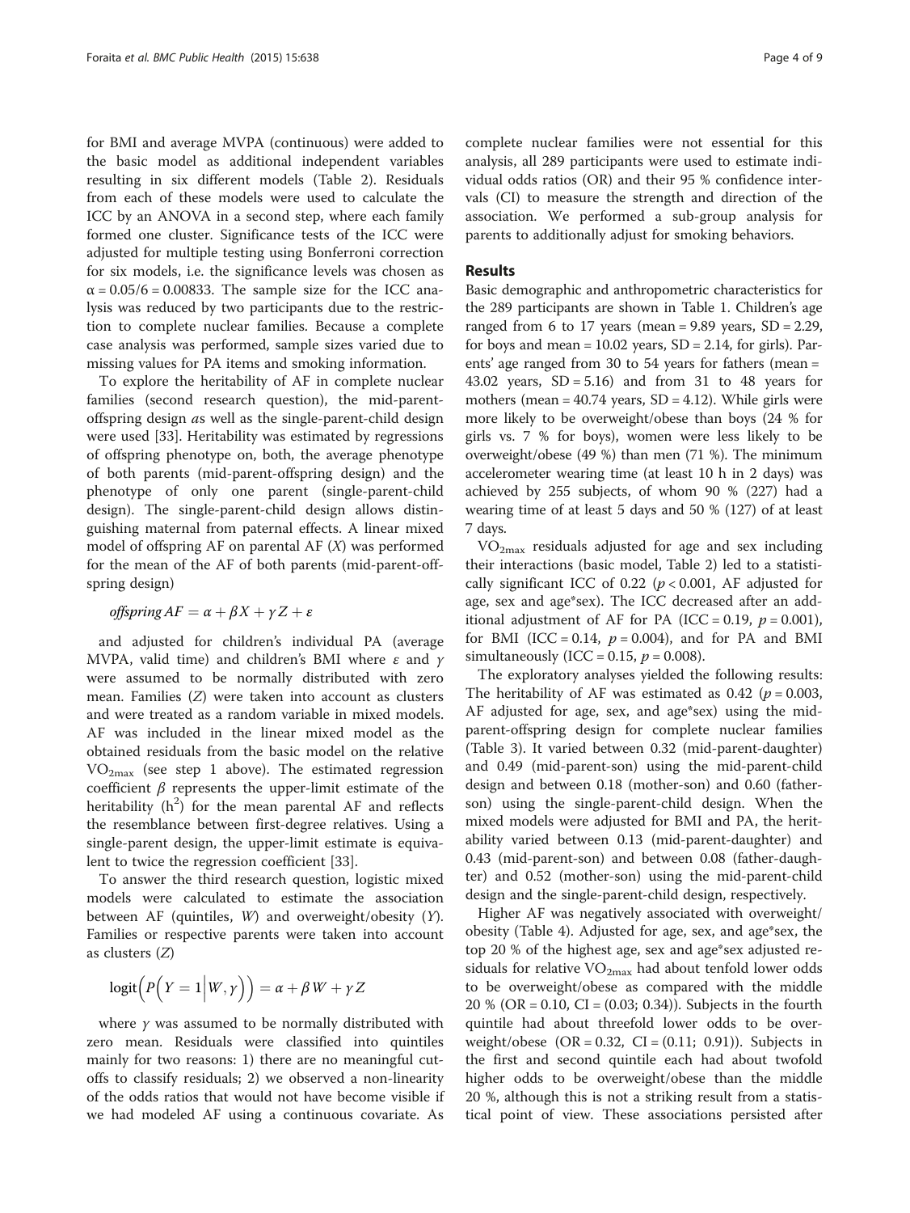for BMI and average MVPA (continuous) were added to the basic model as additional independent variables resulting in six different models (Table 2). Residuals from each of these models were used to calculate the ICC by an ANOVA in a second step, where each family formed one cluster. Significance tests of the ICC were adjusted for multiple testing using Bonferroni correction for six models, i.e. the significance levels was chosen as $\alpha = 0.05/6 = 0.00833$. The sample size for the ICC analysis was reduced by two participants due to the restriction to complete nuclear families. Because a complete case analysis was performed, sample sizes varied due to missing values for PA items and smoking information.

To explore the heritability of AF in complete nuclear families (second research question), the mid-parent-offspring design *a*s well as the single-parent-child design were used [33]. Heritability was estimated by regressions of offspring phenotype on, both, the average phenotype of both parents (mid-parent-offspring design) and the phenotype of only one parent (single-parent-child design). The single-parent-child design allows distinguishing maternal from paternal effects. A linear mixed model of offspring AF on parental AF ($X$) was performed for the mean of the AF of both parents (mid-parent-offspring design)

$$offspring\,AF = \alpha + \beta X + \gamma Z + \varepsilon$$

and adjusted for children's individual PA (average MVPA, valid time) and children's BMI where $\varepsilon$ and $\gamma$ were assumed to be normally distributed with zero mean. Families ($Z$) were taken into account as clusters and were treated as a random variable in mixed models. AF was included in the linear mixed model as the obtained residuals from the basic model on the relative $VO_{2max}$ (see step 1 above). The estimated regression coefficient $\beta$ represents the upper-limit estimate of the heritability ($h^2$) for the mean parental AF and reflects the resemblance between first-degree relatives. Using a single-parent design, the upper-limit estimate is equivalent to twice the regression coefficient [33].

To answer the third research question, logistic mixed models were calculated to estimate the association between AF (quintiles, $W$) and overweight/obesity ($Y$). Families or respective parents were taken into account as clusters ($Z$)

$$\text{logit}\Big(P\Big(Y = 1\Big|W, \gamma\Big)\Big) = \alpha + \beta W + \gamma Z$$

where $\gamma$ was assumed to be normally distributed with zero mean. Residuals were classified into quintiles mainly for two reasons: 1) there are no meaningful cutoffs to classify residuals; 2) we observed a non-linearity of the odds ratios that would not have become visible if we had modeled AF using a continuous covariate. As complete nuclear families were not essential for this analysis, all 289 participants were used to estimate individual odds ratios (OR) and their 95 % confidence intervals (CI) to measure the strength and direction of the association. We performed a sub-group analysis for parents to additionally adjust for smoking behaviors.

## Results

Basic demographic and anthropometric characteristics for the 289 participants are shown in Table 1. Children's age ranged from 6 to 17 years (mean = 9.89 years, SD = 2.29, for boys and mean = 10.02 years, SD = 2.14, for girls). Parents' age ranged from 30 to 54 years for fathers (mean = 43.02 years, SD = 5.16) and from 31 to 48 years for mothers (mean = 40.74 years, SD = 4.12). While girls were more likely to be overweight/obese than boys (24 % for girls vs. 7 % for boys), women were less likely to be overweight/obese (49 %) than men (71 %). The minimum accelerometer wearing time (at least 10 h in 2 days) was achieved by 255 subjects, of whom 90 % (227) had a wearing time of at least 5 days and 50 % (127) of at least 7 days.

$VO_{2max}$ residuals adjusted for age and sex including their interactions (basic model, Table 2) led to a statistically significant ICC of 0.22 ($p < 0.001$, AF adjusted for age, sex and age*sex). The ICC decreased after an additional adjustment of AF for PA (ICC = 0.19, $p = 0.001$), for BMI (ICC = 0.14, $p = 0.004$), and for PA and BMI simultaneously (ICC = 0.15, $p = 0.008$).

The exploratory analyses yielded the following results: The heritability of AF was estimated as 0.42 ($p = 0.003$, AF adjusted for age, sex, and age*sex) using the mid-parent-offspring design for complete nuclear families (Table 3). It varied between 0.32 (mid-parent-daughter) and 0.49 (mid-parent-son) using the mid-parent-child design and between 0.18 (mother-son) and 0.60 (father-son) using the single-parent-child design. When the mixed models were adjusted for BMI and PA, the heritability varied between 0.13 (mid-parent-daughter) and 0.43 (mid-parent-son) and between 0.08 (father-daughter) and 0.52 (mother-son) using the mid-parent-child design and the single-parent-child design, respectively.

Higher AF was negatively associated with overweight/obesity (Table 4). Adjusted for age, sex, and age*sex, the top 20 % of the highest age, sex and age*sex adjusted residuals for relative $VO_{2max}$ had about tenfold lower odds to be overweight/obese as compared with the middle 20 % (OR = 0.10, CI = (0.03; 0.34)). Subjects in the fourth quintile had about threefold lower odds to be overweight/obese (OR = 0.32, CI = (0.11; 0.91)). Subjects in the first and second quintile each had about twofold higher odds to be overweight/obese than the middle 20 %, although this is not a striking result from a statistical point of view. These associations persisted after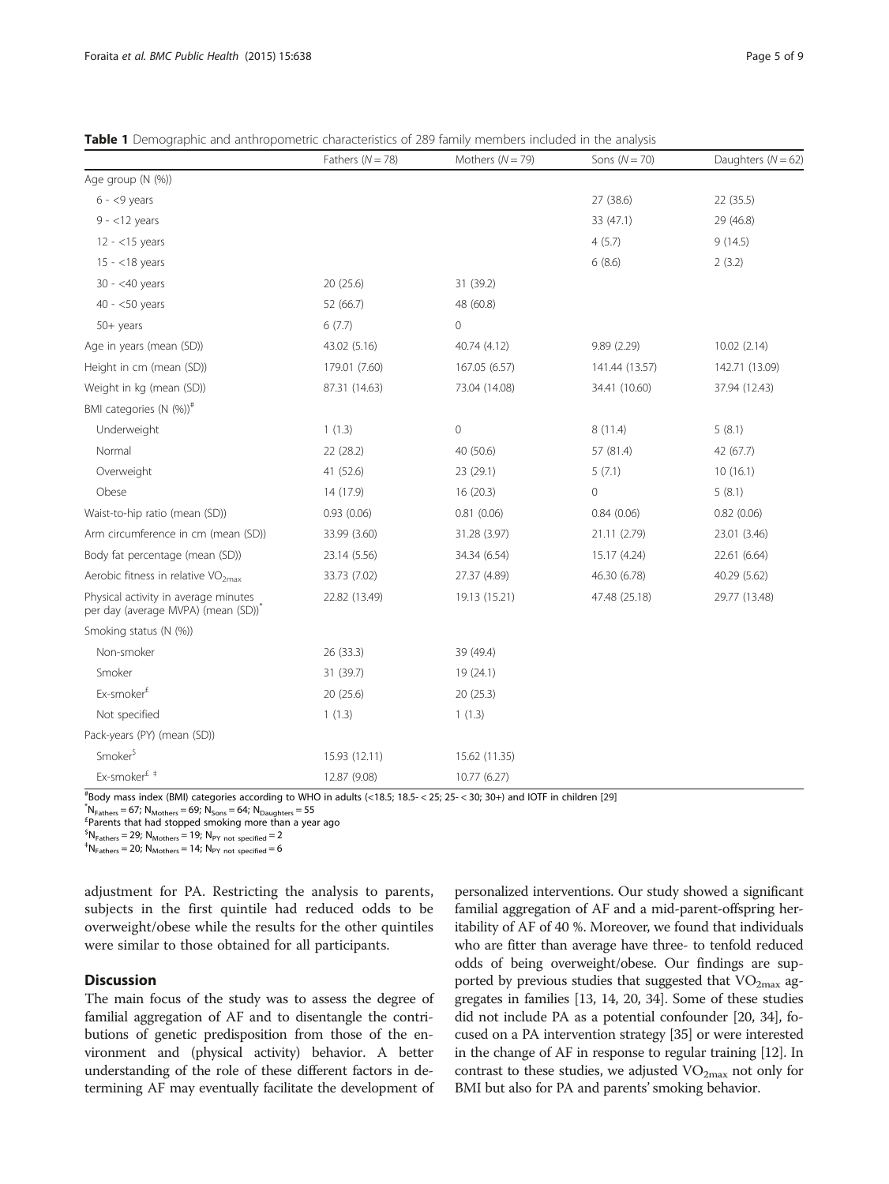**Table 1** Demographic and anthropometric characteristics of 289 family members included in the analysis

| | Fathers ($N = 78$) | Mothers ($N = 79$) | Sons ($N = 70$) | Daughters ($N = 62$) |
|---|---|---|---|---|
| Age group (N (%)) | | | | |
| 6 - <9 years | | | 27 (38.6) | 22 (35.5) |
| 9 - <12 years | | | 33 (47.1) | 29 (46.8) |
| 12 - <15 years | | | 4 (5.7) | 9 (14.5) |
| 15 - <18 years | | | 6 (8.6) | 2 (3.2) |
| 30 - <40 years | 20 (25.6) | 31 (39.2) | | |
| 40 - <50 years | 52 (66.7) | 48 (60.8) | | |
| 50+ years | 6 (7.7) | 0 | | |
| Age in years (mean (SD)) | 43.02 (5.16) | 40.74 (4.12) | 9.89 (2.29) | 10.02 (2.14) |
| Height in cm (mean (SD)) | 179.01 (7.60) | 167.05 (6.57) | 141.44 (13.57) | 142.71 (13.09) |
| Weight in kg (mean (SD)) | 87.31 (14.63) | 73.04 (14.08) | 34.41 (10.60) | 37.94 (12.43) |
| BMI categories (N (%))[#] | | | | |
| Underweight | 1 (1.3) | 0 | 8 (11.4) | 5 (8.1) |
| Normal | 22 (28.2) | 40 (50.6) | 57 (81.4) | 42 (67.7) |
| Overweight | 41 (52.6) | 23 (29.1) | 5 (7.1) | 10 (16.1) |
| Obese | 14 (17.9) | 16 (20.3) | 0 | 5 (8.1) |
| Waist-to-hip ratio (mean (SD)) | 0.93 (0.06) | 0.81 (0.06) | 0.84 (0.06) | 0.82 (0.06) |
| Arm circumference in cm (mean (SD)) | 33.99 (3.60) | 31.28 (3.97) | 21.11 (2.79) | 23.01 (3.46) |
| Body fat percentage (mean (SD)) | 23.14 (5.56) | 34.34 (6.54) | 15.17 (4.24) | 22.61 (6.64) |
| Aerobic fitness in relative $VO_{2max}$ | 33.73 (7.02) | 27.37 (4.89) | 46.30 (6.78) | 40.29 (5.62) |
| Physical activity in average minutes per day (average MVPA) (mean (SD))[*] | 22.82 (13.49) | 19.13 (15.21) | 47.48 (25.18) | 29.77 (13.48) |
| Smoking status (N (%)) | | | | |
| Non-smoker | 26 (33.3) | 39 (49.4) | | |
| Smoker | 31 (39.7) | 19 (24.1) | | |
| Ex-smoker[£] | 20 (25.6) | 20 (25.3) | | |
| Not specified | 1 (1.3) | 1 (1.3) | | |
| Pack-years (PY) (mean (SD)) | | | | |
| Smoker[$] | 15.93 (12.11) | 15.62 (11.35) | | |
| Ex-smoker[£ ‡] | 12.87 (9.08) | 10.77 (6.27) | | |

[#]Body mass index (BMI) categories according to WHO in adults (<18.5; 18.5- < 25; 25- < 30; 30+) and IOTF in children [29]
[*]$N_{Fathers} = 67$; $N_{Mothers} = 69$; $N_{Sons} = 64$; $N_{Daughters} = 55$
[£]Parents that had stopped smoking more than a year ago
[$]$N_{Fathers} = 29$; $N_{Mothers} = 19$; $N_{PY\ not\ specified} = 2$
[‡]$N_{Fathers} = 20$; $N_{Mothers} = 14$; $N_{PY\ not\ specified} = 6$

adjustment for PA. Restricting the analysis to parents, subjects in the first quintile had reduced odds to be overweight/obese while the results for the other quintiles were similar to those obtained for all participants.

## Discussion

The main focus of the study was to assess the degree of familial aggregation of AF and to disentangle the contributions of genetic predisposition from those of the environment and (physical activity) behavior. A better understanding of the role of these different factors in determining AF may eventually facilitate the development of personalized interventions. Our study showed a significant familial aggregation of AF and a mid-parent-offspring heritability of AF of 40 %. Moreover, we found that individuals who are fitter than average have three- to tenfold reduced odds of being overweight/obese. Our findings are supported by previous studies that suggested that $VO_{2max}$ aggregates in families [13, 14, 20, 34]. Some of these studies did not include PA as a potential confounder [20, 34], focused on a PA intervention strategy [35] or were interested in the change of AF in response to regular training [12]. In contrast to these studies, we adjusted $VO_{2max}$ not only for BMI but also for PA and parents' smoking behavior.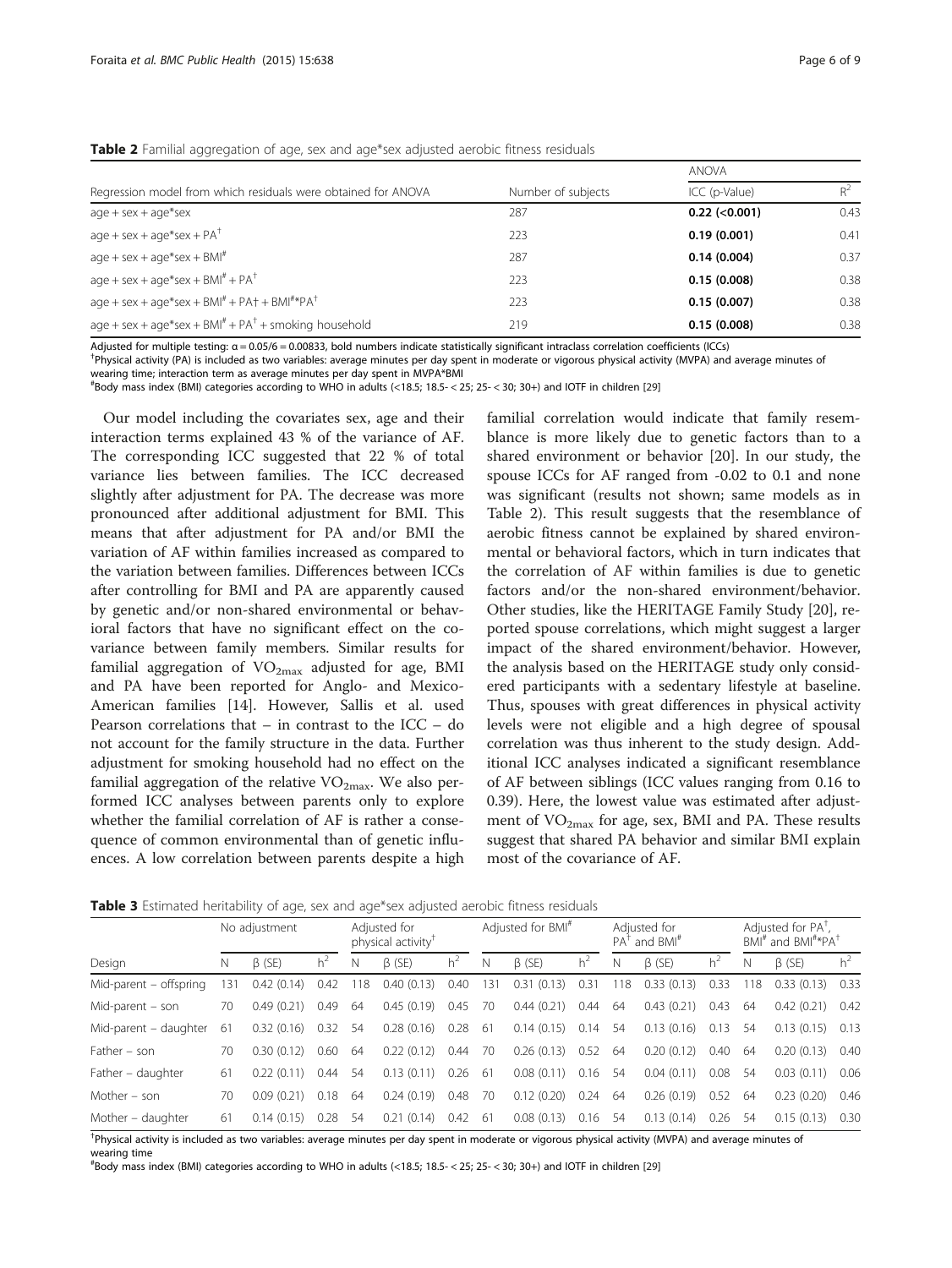**Table 2** Familial aggregation of age, sex and age*sex adjusted aerobic fitness residuals

| Regression model from which residuals were obtained for ANOVA | Number of subjects | ANOVA | |
|---|---|---|---|
| | | ICC (p-Value) | $R^2$ |
| age + sex + age*sex | 287 | **0.22 (<0.001)** | 0.43 |
| age + sex + age*sex + PA[†] | 223 | **0.19 (0.001)** | 0.41 |
| age + sex + age*sex + BMI[#] | 287 | **0.14 (0.004)** | 0.37 |
| age + sex + age*sex + BMI[#] + PA[†] | 223 | **0.15 (0.008)** | 0.38 |
| age + sex + age*sex + BMI[#] + PA† + BMI[#]*PA[†] | 223 | **0.15 (0.007)** | 0.38 |
| age + sex + age*sex + BMI[#] + PA[†] + smoking household | 219 | **0.15 (0.008)** | 0.38 |

Adjusted for multiple testing: α = 0.05/6 = 0.00833, bold numbers indicate statistically significant intraclass correlation coefficients (ICCs)
[†]Physical activity (PA) is included as two variables: average minutes per day spent in moderate or vigorous physical activity (MVPA) and average minutes of wearing time; interaction term as average minutes per day spent in MVPA*BMI
[#]Body mass index (BMI) categories according to WHO in adults (<18.5; 18.5- < 25; 25- < 30; 30+) and IOTF in children [29]

Our model including the covariates sex, age and their interaction terms explained 43 % of the variance of AF. The corresponding ICC suggested that 22 % of total variance lies between families. The ICC decreased slightly after adjustment for PA. The decrease was more pronounced after additional adjustment for BMI. This means that after adjustment for PA and/or BMI the variation of AF within families increased as compared to the variation between families. Differences between ICCs after controlling for BMI and PA are apparently caused by genetic and/or non-shared environmental or behavioral factors that have no significant effect on the covariance between family members. Similar results for familial aggregation of $VO_{2max}$ adjusted for age, BMI and PA have been reported for Anglo- and Mexico-American families [14]. However, Sallis et al. used Pearson correlations that – in contrast to the ICC – do not account for the family structure in the data. Further adjustment for smoking household had no effect on the familial aggregation of the relative $VO_{2max}$. We also performed ICC analyses between parents only to explore whether the familial correlation of AF is rather a consequence of common environmental than of genetic influences. A low correlation between parents despite a high familial correlation would indicate that family resemblance is more likely due to genetic factors than to a shared environment or behavior [20]. In our study, the spouse ICCs for AF ranged from -0.02 to 0.1 and none was significant (results not shown; same models as in Table 2). This result suggests that the resemblance of aerobic fitness cannot be explained by shared environmental or behavioral factors, which in turn indicates that the correlation of AF within families is due to genetic factors and/or the non-shared environment/behavior. Other studies, like the HERITAGE Family Study [20], reported spouse correlations, which might suggest a larger impact of the shared environment/behavior. However, the analysis based on the HERITAGE study only considered participants with a sedentary lifestyle at baseline. Thus, spouses with great differences in physical activity levels were not eligible and a high degree of spousal correlation was thus inherent to the study design. Additional ICC analyses indicated a significant resemblance of AF between siblings (ICC values ranging from 0.16 to 0.39). Here, the lowest value was estimated after adjustment of $VO_{2max}$ for age, sex, BMI and PA. These results suggest that shared PA behavior and similar BMI explain most of the covariance of AF.

**Table 3** Estimated heritability of age, sex and age*sex adjusted aerobic fitness residuals

| Design | No adjustment | | | Adjusted for physical activity[†] | | | Adjusted for BMI[#] | | | Adjusted for PA[†] and BMI[#] | | | Adjusted for PA[†], BMI[#] and BMI[#]*PA[†] | | |
|---|---|---|---|---|---|---|---|---|---|---|---|---|---|---|---|
| | N | β (SE) | $h^2$ | N | β (SE) | $h^2$ | N | β (SE) | $h^2$ | N | β (SE) | $h^2$ | N | β (SE) | $h^2$ |
| Mid-parent – offspring | 131 | 0.42 (0.14) | 0.42 | 118 | 0.40 (0.13) | 0.40 | 131 | 0.31 (0.13) | 0.31 | 118 | 0.33 (0.13) | 0.33 | 118 | 0.33 (0.13) | 0.33 |
| Mid-parent – son | 70 | 0.49 (0.21) | 0.49 | 64 | 0.45 (0.19) | 0.45 | 70 | 0.44 (0.21) | 0.44 | 64 | 0.43 (0.21) | 0.43 | 64 | 0.42 (0.21) | 0.42 |
| Mid-parent – daughter | 61 | 0.32 (0.16) | 0.32 | 54 | 0.28 (0.16) | 0.28 | 61 | 0.14 (0.15) | 0.14 | 54 | 0.13 (0.16) | 0.13 | 54 | 0.13 (0.15) | 0.13 |
| Father – son | 70 | 0.30 (0.12) | 0.60 | 64 | 0.22 (0.12) | 0.44 | 70 | 0.26 (0.13) | 0.52 | 64 | 0.20 (0.12) | 0.40 | 64 | 0.20 (0.13) | 0.40 |
| Father – daughter | 61 | 0.22 (0.11) | 0.44 | 54 | 0.13 (0.11) | 0.26 | 61 | 0.08 (0.11) | 0.16 | 54 | 0.04 (0.11) | 0.08 | 54 | 0.03 (0.11) | 0.06 |
| Mother – son | 70 | 0.09 (0.21) | 0.18 | 64 | 0.24 (0.19) | 0.48 | 70 | 0.12 (0.20) | 0.24 | 64 | 0.26 (0.19) | 0.52 | 64 | 0.23 (0.20) | 0.46 |
| Mother – daughter | 61 | 0.14 (0.15) | 0.28 | 54 | 0.21 (0.14) | 0.42 | 61 | 0.08 (0.13) | 0.16 | 54 | 0.13 (0.14) | 0.26 | 54 | 0.15 (0.13) | 0.30 |

[†]Physical activity is included as two variables: average minutes per day spent in moderate or vigorous physical activity (MVPA) and average minutes of wearing time
[#]Body mass index (BMI) categories according to WHO in adults (<18.5; 18.5- < 25; 25- < 30; 30+) and IOTF in children [29]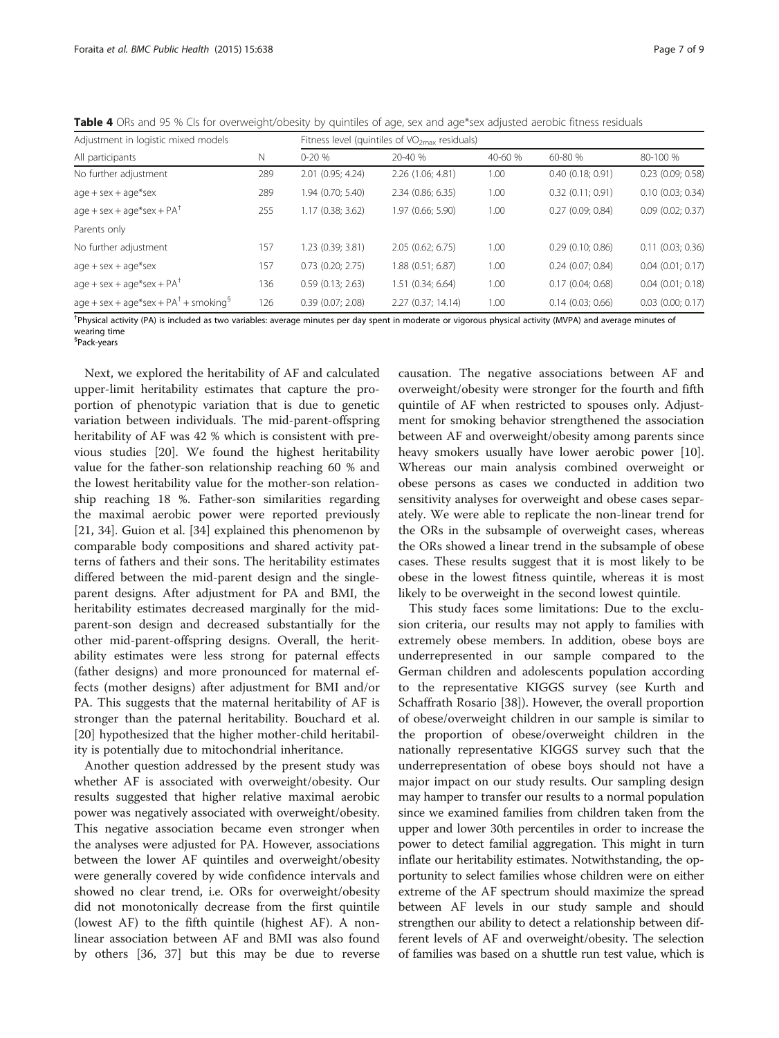**Table 4** ORs and 95 % CIs for overweight/obesity by quintiles of age, sex and age*sex adjusted aerobic fitness residuals

| Adjustment in logistic mixed models | | Fitness level (quintiles of $VO_{2max}$ residuals) | | | | |
|---|---|---|---|---|---|---|
| All participants | N | 0-20 % | 20-40 % | 40-60 % | 60-80 % | 80-100 % |
| No further adjustment | 289 | 2.01 (0.95; 4.24) | 2.26 (1.06; 4.81) | 1.00 | 0.40 (0.18; 0.91) | 0.23 (0.09; 0.58) |
| age + sex + age*sex | 289 | 1.94 (0.70; 5.40) | 2.34 (0.86; 6.35) | 1.00 | 0.32 (0.11; 0.91) | 0.10 (0.03; 0.34) |
| age + sex + age*sex + PA[†] | 255 | 1.17 (0.38; 3.62) | 1.97 (0.66; 5.90) | 1.00 | 0.27 (0.09; 0.84) | 0.09 (0.02; 0.37) |
| Parents only | | | | | | |
| No further adjustment | 157 | 1.23 (0.39; 3.81) | 2.05 (0.62; 6.75) | 1.00 | 0.29 (0.10; 0.86) | 0.11 (0.03; 0.36) |
| age + sex + age*sex | 157 | 0.73 (0.20; 2.75) | 1.88 (0.51; 6.87) | 1.00 | 0.24 (0.07; 0.84) | 0.04 (0.01; 0.17) |
| age + sex + age*sex + PA[†] | 136 | 0.59 (0.13; 2.63) | 1.51 (0.34; 6.64) | 1.00 | 0.17 (0.04; 0.68) | 0.04 (0.01; 0.18) |
| age + sex + age*sex + PA[†] + smoking[§] | 126 | 0.39 (0.07; 2.08) | 2.27 (0.37; 14.14) | 1.00 | 0.14 (0.03; 0.66) | 0.03 (0.00; 0.17) |

[†]Physical activity (PA) is included as two variables: average minutes per day spent in moderate or vigorous physical activity (MVPA) and average minutes of wearing time
[§]Pack-years

Next, we explored the heritability of AF and calculated upper-limit heritability estimates that capture the proportion of phenotypic variation that is due to genetic variation between individuals. The mid-parent-offspring heritability of AF was 42 % which is consistent with previous studies [20]. We found the highest heritability value for the father-son relationship reaching 60 % and the lowest heritability value for the mother-son relationship reaching 18 %. Father-son similarities regarding the maximal aerobic power were reported previously [21, 34]. Guion et al. [34] explained this phenomenon by comparable body compositions and shared activity patterns of fathers and their sons. The heritability estimates differed between the mid-parent design and the single-parent designs. After adjustment for PA and BMI, the heritability estimates decreased marginally for the mid-parent-son design and decreased substantially for the other mid-parent-offspring designs. Overall, the heritability estimates were less strong for paternal effects (father designs) and more pronounced for maternal effects (mother designs) after adjustment for BMI and/or PA. This suggests that the maternal heritability of AF is stronger than the paternal heritability. Bouchard et al. [20] hypothesized that the higher mother-child heritability is potentially due to mitochondrial inheritance.

Another question addressed by the present study was whether AF is associated with overweight/obesity. Our results suggested that higher relative maximal aerobic power was negatively associated with overweight/obesity. This negative association became even stronger when the analyses were adjusted for PA. However, associations between the lower AF quintiles and overweight/obesity were generally covered by wide confidence intervals and showed no clear trend, i.e. ORs for overweight/obesity did not monotonically decrease from the first quintile (lowest AF) to the fifth quintile (highest AF). A non-linear association between AF and BMI was also found by others [36, 37] but this may be due to reverse causation. The negative associations between AF and overweight/obesity were stronger for the fourth and fifth quintile of AF when restricted to spouses only. Adjustment for smoking behavior strengthened the association between AF and overweight/obesity among parents since heavy smokers usually have lower aerobic power [10]. Whereas our main analysis combined overweight or obese persons as cases we conducted in addition two sensitivity analyses for overweight and obese cases separately. We were able to replicate the non-linear trend for the ORs in the subsample of overweight cases, whereas the ORs showed a linear trend in the subsample of obese cases. These results suggest that it is most likely to be obese in the lowest fitness quintile, whereas it is most likely to be overweight in the second lowest quintile.

This study faces some limitations: Due to the exclusion criteria, our results may not apply to families with extremely obese members. In addition, obese boys are underrepresented in our sample compared to the German children and adolescents population according to the representative KIGGS survey (see Kurth and Schaffrath Rosario [38]). However, the overall proportion of obese/overweight children in our sample is similar to the proportion of obese/overweight children in the nationally representative KIGGS survey such that the underrepresentation of obese boys should not have a major impact on our study results. Our sampling design may hamper to transfer our results to a normal population since we examined families from children taken from the upper and lower 30th percentiles in order to increase the power to detect familial aggregation. This might in turn inflate our heritability estimates. Notwithstanding, the opportunity to select families whose children were on either extreme of the AF spectrum should maximize the spread between AF levels in our study sample and should strengthen our ability to detect a relationship between different levels of AF and overweight/obesity. The selection of families was based on a shuttle run test value, which is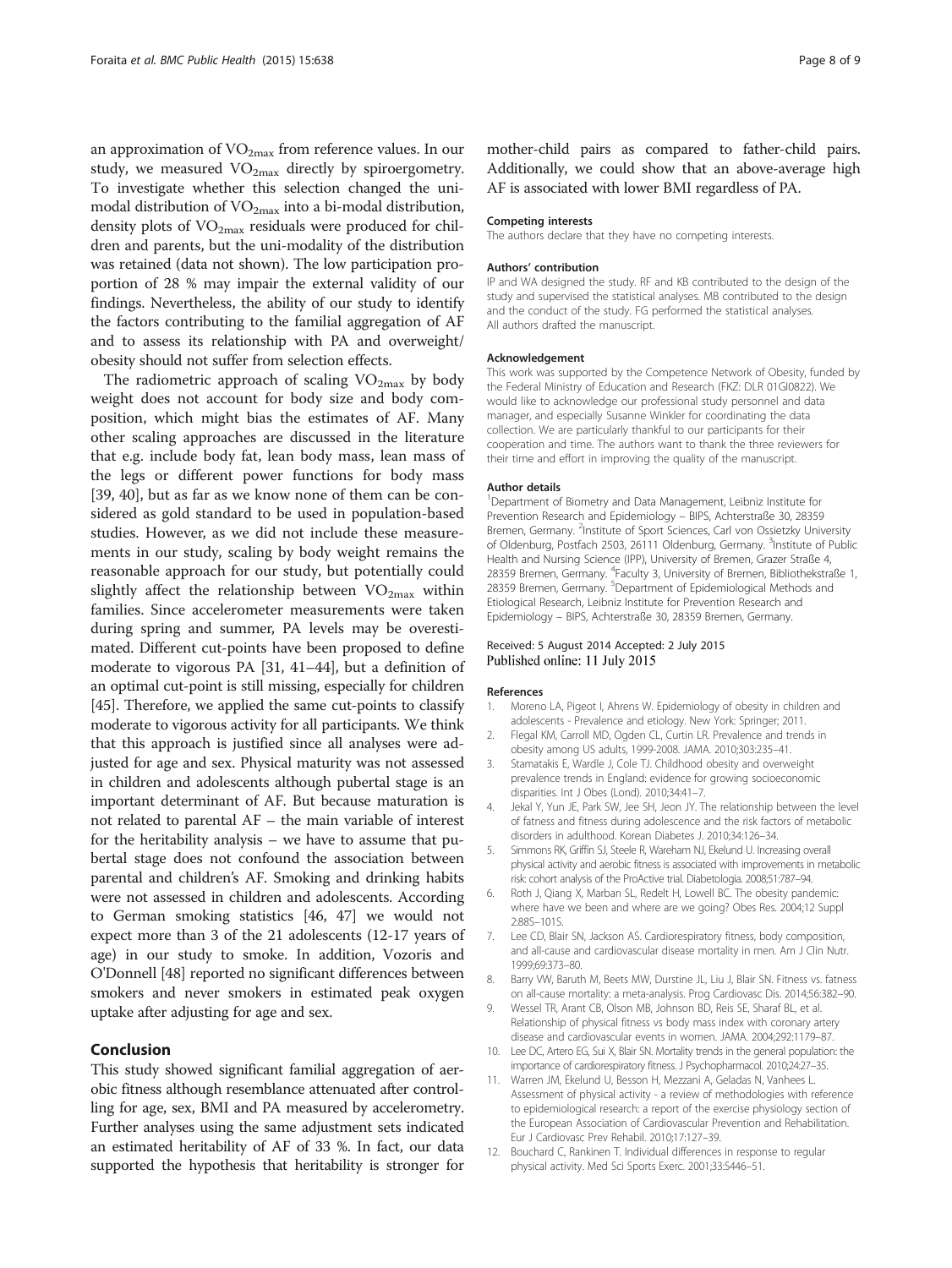an approximation of $VO_{2max}$ from reference values. In our study, we measured $VO_{2max}$ directly by spiroergometry. To investigate whether this selection changed the unimodal distribution of $VO_{2max}$ into a bi-modal distribution, density plots of $VO_{2max}$ residuals were produced for children and parents, but the uni-modality of the distribution was retained (data not shown). The low participation proportion of 28 % may impair the external validity of our findings. Nevertheless, the ability of our study to identify the factors contributing to the familial aggregation of AF and to assess its relationship with PA and overweight/obesity should not suffer from selection effects.

The radiometric approach of scaling $VO_{2max}$ by body weight does not account for body size and body composition, which might bias the estimates of AF. Many other scaling approaches are discussed in the literature that e.g. include body fat, lean body mass, lean mass of the legs or different power functions for body mass [39, 40], but as far as we know none of them can be considered as gold standard to be used in population-based studies. However, as we did not include these measurements in our study, scaling by body weight remains the reasonable approach for our study, but potentially could slightly affect the relationship between $VO_{2max}$ within families. Since accelerometer measurements were taken during spring and summer, PA levels may be overestimated. Different cut-points have been proposed to define moderate to vigorous PA [31, 41–44], but a definition of an optimal cut-point is still missing, especially for children [45]. Therefore, we applied the same cut-points to classify moderate to vigorous activity for all participants. We think that this approach is justified since all analyses were adjusted for age and sex. Physical maturity was not assessed in children and adolescents although pubertal stage is an important determinant of AF. But because maturation is not related to parental AF – the main variable of interest for the heritability analysis – we have to assume that pubertal stage does not confound the association between parental and children's AF. Smoking and drinking habits were not assessed in children and adolescents. According to German smoking statistics [46, 47] we would not expect more than 3 of the 21 adolescents (12-17 years of age) in our study to smoke. In addition, Vozoris and O'Donnell [48] reported no significant differences between smokers and never smokers in estimated peak oxygen uptake after adjusting for age and sex.

## Conclusion

This study showed significant familial aggregation of aerobic fitness although resemblance attenuated after controlling for age, sex, BMI and PA measured by accelerometry. Further analyses using the same adjustment sets indicated an estimated heritability of AF of 33 %. In fact, our data supported the hypothesis that heritability is stronger for mother-child pairs as compared to father-child pairs. Additionally, we could show that an above-average high AF is associated with lower BMI regardless of PA.

#### Competing interests

The authors declare that they have no competing interests.

#### Authors' contribution

IP and WA designed the study. RF and KB contributed to the design of the study and supervised the statistical analyses. MB contributed to the design and the conduct of the study. FG performed the statistical analyses. All authors drafted the manuscript.

#### Acknowledgement

This work was supported by the Competence Network of Obesity, funded by the Federal Ministry of Education and Research (FKZ: DLR 01GI0822). We would like to acknowledge our professional study personnel and data manager, and especially Susanne Winkler for coordinating the data collection. We are particularly thankful to our participants for their cooperation and time. The authors want to thank the three reviewers for their time and effort in improving the quality of the manuscript.

#### Author details

[1]Department of Biometry and Data Management, Leibniz Institute for Prevention Research and Epidemiology – BIPS, Achterstraße 30, 28359 Bremen, Germany. [2]Institute of Sport Sciences, Carl von Ossietzky University of Oldenburg, Postfach 2503, 26111 Oldenburg, Germany. [3]Institute of Public Health and Nursing Science (IPP), University of Bremen, Grazer Straße 4, 28359 Bremen, Germany. [4]Faculty 3, University of Bremen, Bibliothekstraße 1, 28359 Bremen, Germany. [5]Department of Epidemiological Methods and Etiological Research, Leibniz Institute for Prevention Research and Epidemiology – BIPS, Achterstraße 30, 28359 Bremen, Germany.

Received: 5 August 2014 Accepted: 2 July 2015
Published online: 11 July 2015

#### References

1. Moreno LA, Pigeot I, Ahrens W. Epidemiology of obesity in children and adolescents - Prevalence and etiology. New York: Springer; 2011.
2. Flegal KM, Carroll MD, Ogden CL, Curtin LR. Prevalence and trends in obesity among US adults, 1999-2008. JAMA. 2010;303:235–41.
3. Stamatakis E, Wardle J, Cole TJ. Childhood obesity and overweight prevalence trends in England: evidence for growing socioeconomic disparities. Int J Obes (Lond). 2010;34:41–7.
4. Jekal Y, Yun JE, Park SW, Jee SH, Jeon JY. The relationship between the level of fatness and fitness during adolescence and the risk factors of metabolic disorders in adulthood. Korean Diabetes J. 2010;34:126–34.
5. Simmons RK, Griffin SJ, Steele R, Wareham NJ, Ekelund U. Increasing overall physical activity and aerobic fitness is associated with improvements in metabolic risk: cohort analysis of the ProActive trial. Diabetologia. 2008;51:787–94.
6. Roth J, Qiang X, Marban SL, Redelt H, Lowell BC. The obesity pandemic: where have we been and where are we going? Obes Res. 2004;12 Suppl 2:88S–101S.
7. Lee CD, Blair SN, Jackson AS. Cardiorespiratory fitness, body composition, and all-cause and cardiovascular disease mortality in men. Am J Clin Nutr. 1999;69:373–80.
8. Barry VW, Baruth M, Beets MW, Durstine JL, Liu J, Blair SN. Fitness vs. fatness on all-cause mortality: a meta-analysis. Prog Cardiovasc Dis. 2014;56:382–90.
9. Wessel TR, Arant CB, Olson MB, Johnson BD, Reis SE, Sharaf BL, et al. Relationship of physical fitness vs body mass index with coronary artery disease and cardiovascular events in women. JAMA. 2004;292:1179–87.
10. Lee DC, Artero EG, Sui X, Blair SN. Mortality trends in the general population: the importance of cardiorespiratory fitness. J Psychopharmacol. 2010;24:27–35.
11. Warren JM, Ekelund U, Besson H, Mezzani A, Geladas N, Vanhees L. Assessment of physical activity - a review of methodologies with reference to epidemiological research: a report of the exercise physiology section of the European Association of Cardiovascular Prevention and Rehabilitation. Eur J Cardiovasc Prev Rehabil. 2010;17:127–39.
12. Bouchard C, Rankinen T. Individual differences in response to regular physical activity. Med Sci Sports Exerc. 2001;33:S446–51.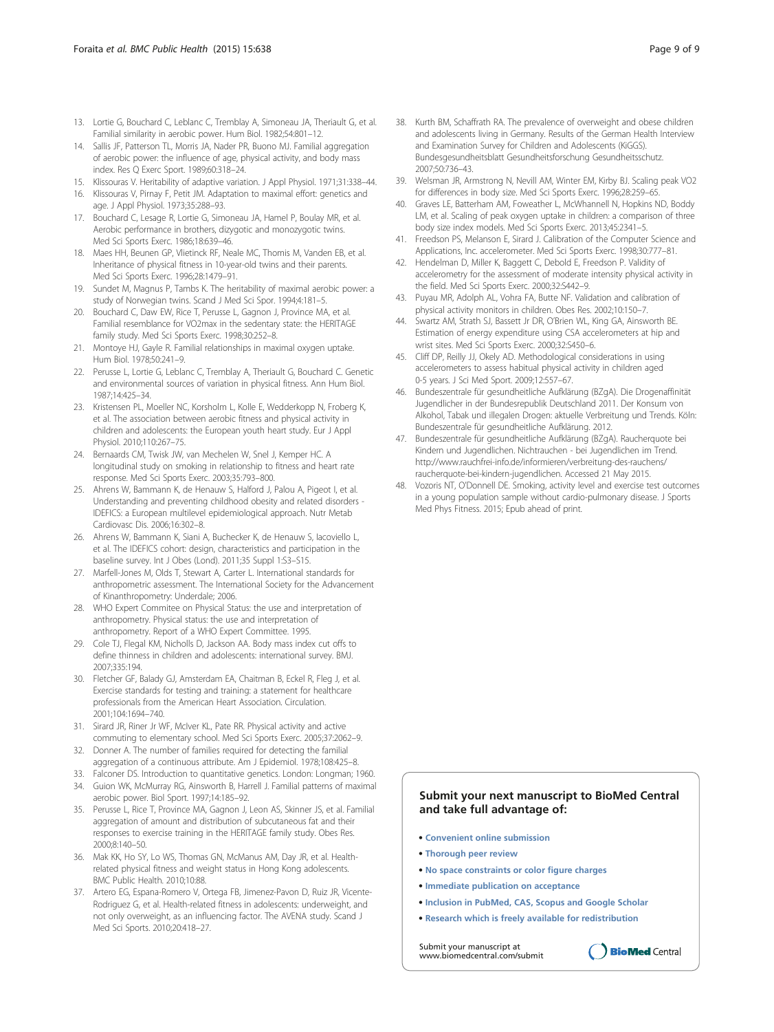13. Lortie G, Bouchard C, Leblanc C, Tremblay A, Simoneau JA, Theriault G, et al. Familial similarity in aerobic power. Hum Biol. 1982;54:801–12.
14. Sallis JF, Patterson TL, Morris JA, Nader PR, Buono MJ. Familial aggregation of aerobic power: the influence of age, physical activity, and body mass index. Res Q Exerc Sport. 1989;60:318–24.
15. Klissouras V. Heritability of adaptive variation. J Appl Physiol. 1971;31:338–44.
16. Klissouras V, Pirnay F, Petit JM. Adaptation to maximal effort: genetics and age. J Appl Physiol. 1973;35:288–93.
17. Bouchard C, Lesage R, Lortie G, Simoneau JA, Hamel P, Boulay MR, et al. Aerobic performance in brothers, dizygotic and monozygotic twins. Med Sci Sports Exerc. 1986;18:639–46.
18. Maes HH, Beunen GP, Vlietinck RF, Neale MC, Thomis M, Vanden EB, et al. Inheritance of physical fitness in 10-year-old twins and their parents. Med Sci Sports Exerc. 1996;28:1479–91.
19. Sundet M, Magnus P, Tambs K. The heritability of maximal aerobic power: a study of Norwegian twins. Scand J Med Sci Spor. 1994;4:181–5.
20. Bouchard C, Daw EW, Rice T, Perusse L, Gagnon J, Province MA, et al. Familial resemblance for VO2max in the sedentary state: the HERITAGE family study. Med Sci Sports Exerc. 1998;30:252–8.
21. Montoye HJ, Gayle R. Familial relationships in maximal oxygen uptake. Hum Biol. 1978;50:241–9.
22. Perusse L, Lortie G, Leblanc C, Tremblay A, Theriault G, Bouchard C. Genetic and environmental sources of variation in physical fitness. Ann Hum Biol. 1987;14:425–34.
23. Kristensen PL, Moeller NC, Korsholm L, Kolle E, Wedderkopp N, Froberg K, et al. The association between aerobic fitness and physical activity in children and adolescents: the European youth heart study. Eur J Appl Physiol. 2010;110:267–75.
24. Bernaards CM, Twisk JW, van Mechelen W, Snel J, Kemper HC. A longitudinal study on smoking in relationship to fitness and heart rate response. Med Sci Sports Exerc. 2003;35:793–800.
25. Ahrens W, Bammann K, de Henauw S, Halford J, Palou A, Pigeot I, et al. Understanding and preventing childhood obesity and related disorders - IDEFICS: a European multilevel epidemiological approach. Nutr Metab Cardiovasc Dis. 2006;16:302–8.
26. Ahrens W, Bammann K, Siani A, Buchecker K, de Henauw S, Iacoviello L, et al. The IDEFICS cohort: design, characteristics and participation in the baseline survey. Int J Obes (Lond). 2011;35 Suppl 1:S3–S15.
27. Marfell-Jones M, Olds T, Stewart A, Carter L. International standards for anthropometric assessment. The International Society for the Advancement of Kinanthropometry: Underdale; 2006.
28. WHO Expert Commitee on Physical Status: the use and interpretation of anthropometry. Physical status: the use and interpretation of anthropometry. Report of a WHO Expert Committee. 1995.
29. Cole TJ, Flegal KM, Nicholls D, Jackson AA. Body mass index cut offs to define thinness in children and adolescents: international survey. BMJ. 2007;335:194.
30. Fletcher GF, Balady GJ, Amsterdam EA, Chaitman B, Eckel R, Fleg J, et al. Exercise standards for testing and training: a statement for healthcare professionals from the American Heart Association. Circulation. 2001;104:1694–740.
31. Sirard JR, Riner Jr WF, McIver KL, Pate RR. Physical activity and active commuting to elementary school. Med Sci Sports Exerc. 2005;37:2062–9.
32. Donner A. The number of families required for detecting the familial aggregation of a continuous attribute. Am J Epidemiol. 1978;108:425–8.
33. Falconer DS. Introduction to quantitative genetics. London: Longman; 1960.
34. Guion WK, McMurray RG, Ainsworth B, Harrell J. Familial patterns of maximal aerobic power. Biol Sport. 1997;14:185–92.
35. Perusse L, Rice T, Province MA, Gagnon J, Leon AS, Skinner JS, et al. Familial aggregation of amount and distribution of subcutaneous fat and their responses to exercise training in the HERITAGE family study. Obes Res. 2000;8:140–50.
36. Mak KK, Ho SY, Lo WS, Thomas GN, McManus AM, Day JR, et al. Health-related physical fitness and weight status in Hong Kong adolescents. BMC Public Health. 2010;10:88.
37. Artero EG, Espana-Romero V, Ortega FB, Jimenez-Pavon D, Ruiz JR, Vicente-Rodriguez G, et al. Health-related fitness in adolescents: underweight, and not only overweight, as an influencing factor. The AVENA study. Scand J Med Sci Sports. 2010;20:418–27.
38. Kurth BM, Schaffrath RA. The prevalence of overweight and obese children and adolescents living in Germany. Results of the German Health Interview and Examination Survey for Children and Adolescents (KiGGS). Bundesgesundheitsblatt Gesundheitsforschung Gesundheitsschutz. 2007;50:736–43.
39. Welsman JR, Armstrong N, Nevill AM, Winter EM, Kirby BJ. Scaling peak VO2 for differences in body size. Med Sci Sports Exerc. 1996;28:259–65.
40. Graves LE, Batterham AM, Foweather L, McWhannell N, Hopkins ND, Boddy LM, et al. Scaling of peak oxygen uptake in children: a comparison of three body size index models. Med Sci Sports Exerc. 2013;45:2341–5.
41. Freedson PS, Melanson E, Sirard J. Calibration of the Computer Science and Applications, Inc. accelerometer. Med Sci Sports Exerc. 1998;30:777–81.
42. Hendelman D, Miller K, Baggett C, Debold E, Freedson P. Validity of accelerometry for the assessment of moderate intensity physical activity in the field. Med Sci Sports Exerc. 2000;32:S442–9.
43. Puyau MR, Adolph AL, Vohra FA, Butte NF. Validation and calibration of physical activity monitors in children. Obes Res. 2002;10:150–7.
44. Swartz AM, Strath SJ, Bassett Jr DR, O'Brien WL, King GA, Ainsworth BE. Estimation of energy expenditure using CSA accelerometers at hip and wrist sites. Med Sci Sports Exerc. 2000;32:S450–6.
45. Cliff DP, Reilly JJ, Okely AD. Methodological considerations in using accelerometers to assess habitual physical activity in children aged 0-5 years. J Sci Med Sport. 2009;12:557–67.
46. Bundeszentrale für gesundheitliche Aufklärung (BZgA). Die Drogenaffinität Jugendlicher in der Bundesrepublik Deutschland 2011. Der Konsum von Alkohol, Tabak und illegalen Drogen: aktuelle Verbreitung und Trends. Köln: Bundeszentrale für gesundheitliche Aufklärung. 2012.
47. Bundeszentrale für gesundheitliche Aufklärung (BZgA). Raucherquote bei Kindern und Jugendlichen. Nichtrauchen - bei Jugendlichen im Trend. http://www.rauchfrei-info.de/informieren/verbreitung-des-rauchens/raucherquote-bei-kindern-jugendlichen. Accessed 21 May 2015.
48. Vozoris NT, O'Donnell DE. Smoking, activity level and exercise test outcomes in a young population sample without cardio-pulmonary disease. J Sports Med Phys Fitness. 2015; Epub ahead of print.

**Submit your next manuscript to BioMed Central and take full advantage of:**

- Convenient online submission
- Thorough peer review
- No space constraints or color figure charges
- Immediate publication on acceptance
- Inclusion in PubMed, CAS, Scopus and Google Scholar
- Research which is freely available for redistribution

Submit your manuscript at
www.biomedcentral.com/submit

BioMed Central